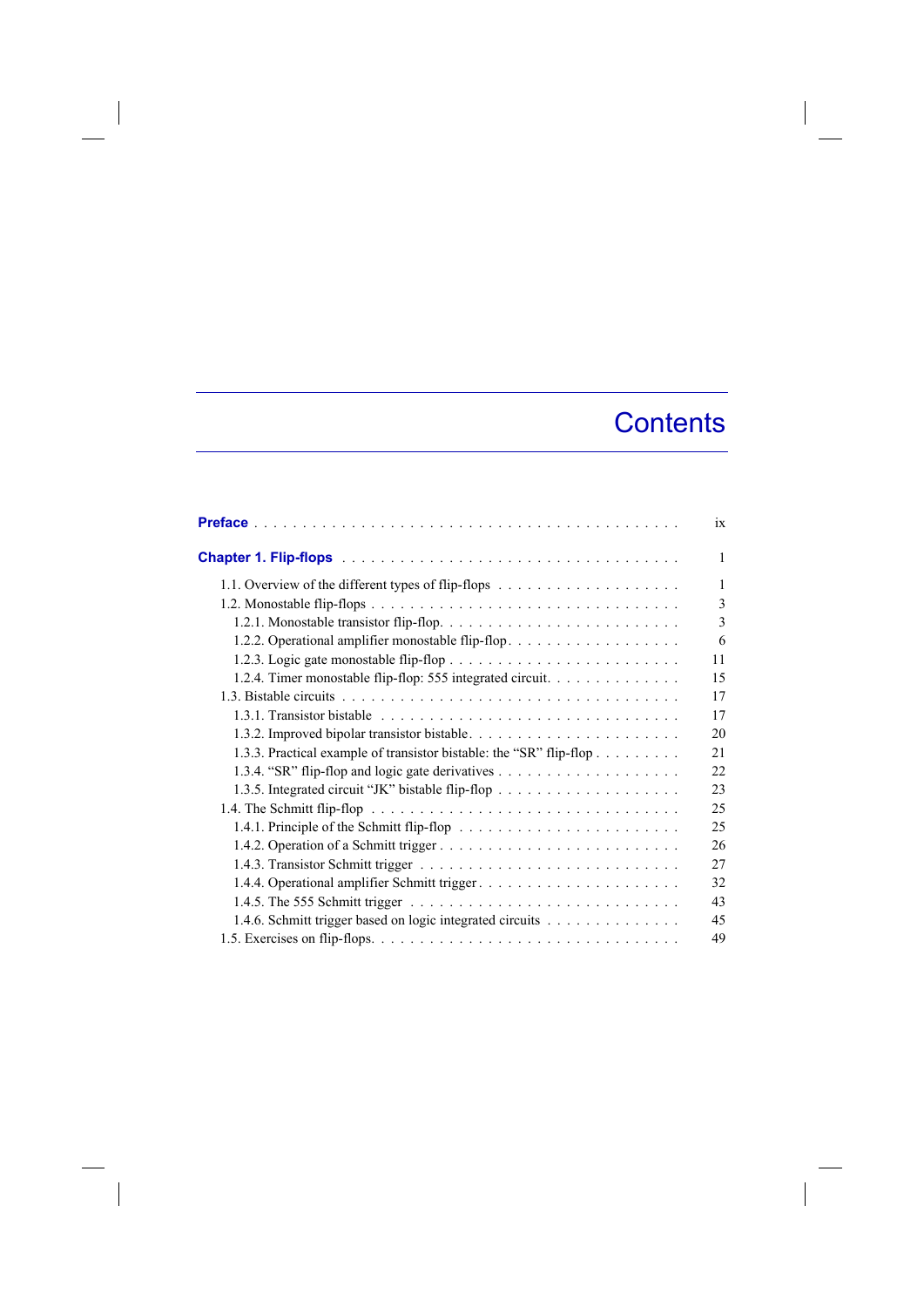# Contents

**Preface** . . . . . . . . . . . . . . . . . . . . . . . . . . . . . . . . . . . . . . . . . . . . ix

**Chapter 1. Flip-flops** . . . . . . . . . . . . . . . . . . . . . . . . . . . . . . . . . . . 1

1.1. Overview of the different types of flip-flops . . . . . . . . . . . . . . . . . . . 1
1.2. Monostable flip-flops . . . . . . . . . . . . . . . . . . . . . . . . . . . . . . . . 3
  1.2.1. Monostable transistor flip-flop. . . . . . . . . . . . . . . . . . . . . . . . . 3
  1.2.2. Operational amplifier monostable flip-flop. . . . . . . . . . . . . . . . . . . 6
  1.2.3. Logic gate monostable flip-flop . . . . . . . . . . . . . . . . . . . . . . . . 11
  1.2.4. Timer monostable flip-flop: 555 integrated circuit. . . . . . . . . . . . . . 15
1.3. Bistable circuits . . . . . . . . . . . . . . . . . . . . . . . . . . . . . . . . . 17
  1.3.1. Transistor bistable . . . . . . . . . . . . . . . . . . . . . . . . . . . . . . 17
  1.3.2. Improved bipolar transistor bistable. . . . . . . . . . . . . . . . . . . . . . 20
  1.3.3. Practical example of transistor bistable: the “SR” flip-flop . . . . . . . . . 21
  1.3.4. “SR” flip-flop and logic gate derivatives . . . . . . . . . . . . . . . . . . . 22
  1.3.5. Integrated circuit “JK” bistable flip-flop . . . . . . . . . . . . . . . . . . . 23
1.4. The Schmitt flip-flop . . . . . . . . . . . . . . . . . . . . . . . . . . . . . . . 25
  1.4.1. Principle of the Schmitt flip-flop . . . . . . . . . . . . . . . . . . . . . . . 25
  1.4.2. Operation of a Schmitt trigger . . . . . . . . . . . . . . . . . . . . . . . . . 26
  1.4.3. Transistor Schmitt trigger . . . . . . . . . . . . . . . . . . . . . . . . . . . 27
  1.4.4. Operational amplifier Schmitt trigger. . . . . . . . . . . . . . . . . . . . . . 32
  1.4.5. The 555 Schmitt trigger . . . . . . . . . . . . . . . . . . . . . . . . . . . . 43
  1.4.6. Schmitt trigger based on logic integrated circuits . . . . . . . . . . . . . . 45
1.5. Exercises on flip-flops. . . . . . . . . . . . . . . . . . . . . . . . . . . . . . . 49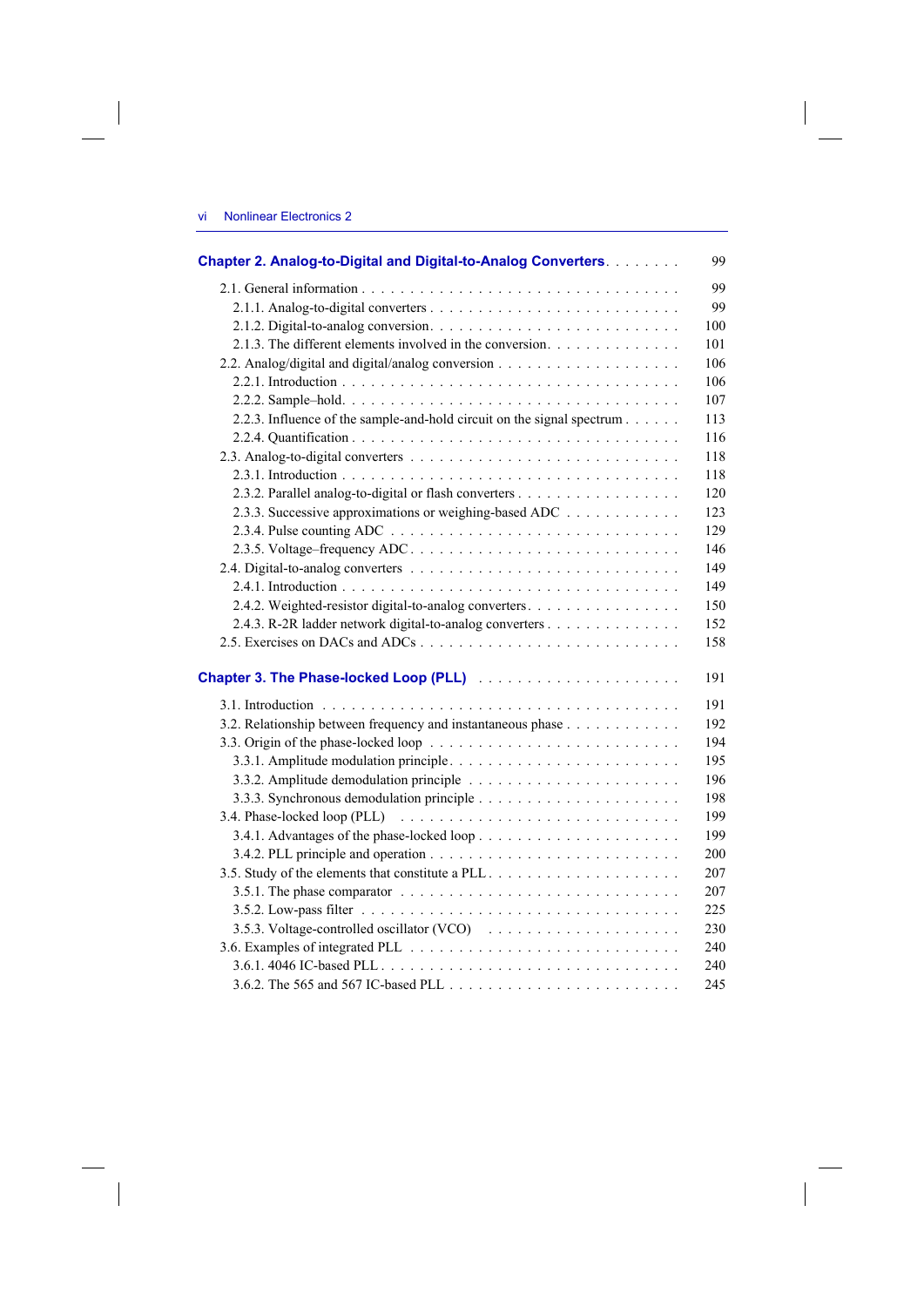**Chapter 2. Analog-to-Digital and Digital-to-Analog Converters** . . . . . . . . 99

2.1. General information . . . . . . . . . . . . . . . . . . . . . . . . . . . . . . . . 99
  2.1.1. Analog-to-digital converters . . . . . . . . . . . . . . . . . . . . . . . . 99
  2.1.2. Digital-to-analog conversion. . . . . . . . . . . . . . . . . . . . . . . . 100
  2.1.3. The different elements involved in the conversion. . . . . . . . . . . . . 101
2.2. Analog/digital and digital/analog conversion . . . . . . . . . . . . . . . . . . 106
  2.2.1. Introduction . . . . . . . . . . . . . . . . . . . . . . . . . . . . . . . . 106
  2.2.2. Sample–hold. . . . . . . . . . . . . . . . . . . . . . . . . . . . . . . . 107
  2.2.3. Influence of the sample-and-hold circuit on the signal spectrum . . . . . . 113
  2.2.4. Quantification . . . . . . . . . . . . . . . . . . . . . . . . . . . . . . . 116
2.3. Analog-to-digital converters . . . . . . . . . . . . . . . . . . . . . . . . . . 118
  2.3.1. Introduction . . . . . . . . . . . . . . . . . . . . . . . . . . . . . . . . 118
  2.3.2. Parallel analog-to-digital or flash converters . . . . . . . . . . . . . . . . 120
  2.3.3. Successive approximations or weighing-based ADC . . . . . . . . . . . . 123
  2.3.4. Pulse counting ADC . . . . . . . . . . . . . . . . . . . . . . . . . . . . 129
  2.3.5. Voltage–frequency ADC . . . . . . . . . . . . . . . . . . . . . . . . . . 146
2.4. Digital-to-analog converters . . . . . . . . . . . . . . . . . . . . . . . . . . 149
  2.4.1. Introduction . . . . . . . . . . . . . . . . . . . . . . . . . . . . . . . . 149
  2.4.2. Weighted-resistor digital-to-analog converters. . . . . . . . . . . . . . . . 150
  2.4.3. R-2R ladder network digital-to-analog converters . . . . . . . . . . . . . . 152
2.5. Exercises on DACs and ADCs . . . . . . . . . . . . . . . . . . . . . . . . . . 158

**Chapter 3. The Phase-locked Loop (PLL)** . . . . . . . . . . . . . . . . . . . . . 191

3.1. Introduction . . . . . . . . . . . . . . . . . . . . . . . . . . . . . . . . . . 191
3.2. Relationship between frequency and instantaneous phase . . . . . . . . . . . . 192
3.3. Origin of the phase-locked loop . . . . . . . . . . . . . . . . . . . . . . . . . 194
  3.3.1. Amplitude modulation principle. . . . . . . . . . . . . . . . . . . . . . . 195
  3.3.2. Amplitude demodulation principle . . . . . . . . . . . . . . . . . . . . . 196
  3.3.3. Synchronous demodulation principle . . . . . . . . . . . . . . . . . . . . 198
3.4. Phase-locked loop (PLL) . . . . . . . . . . . . . . . . . . . . . . . . . . . . 199
  3.4.1. Advantages of the phase-locked loop . . . . . . . . . . . . . . . . . . . . 199
  3.4.2. PLL principle and operation . . . . . . . . . . . . . . . . . . . . . . . . 200
3.5. Study of the elements that constitute a PLL . . . . . . . . . . . . . . . . . . . 207
  3.5.1. The phase comparator . . . . . . . . . . . . . . . . . . . . . . . . . . . . 207
  3.5.2. Low-pass filter . . . . . . . . . . . . . . . . . . . . . . . . . . . . . . . 225
  3.5.3. Voltage-controlled oscillator (VCO) . . . . . . . . . . . . . . . . . . . . . 230
3.6. Examples of integrated PLL . . . . . . . . . . . . . . . . . . . . . . . . . . . 240
  3.6.1. 4046 IC-based PLL . . . . . . . . . . . . . . . . . . . . . . . . . . . . . 240
  3.6.2. The 565 and 567 IC-based PLL . . . . . . . . . . . . . . . . . . . . . . . 245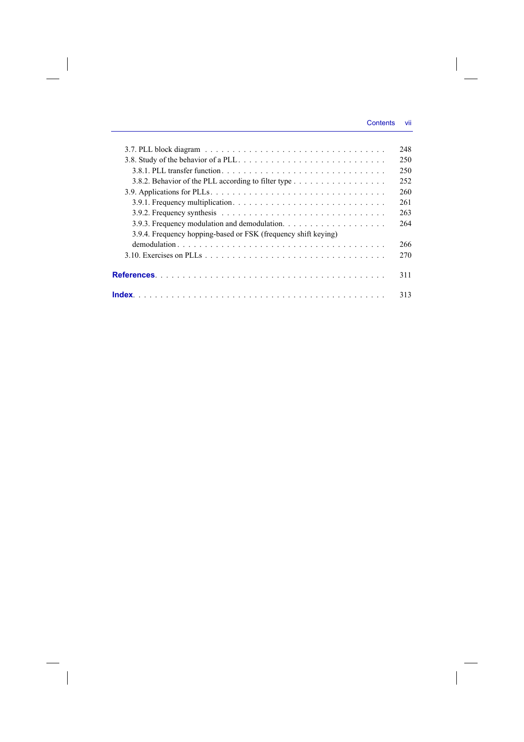3.7. PLL block diagram . . . . . . . . . . . . . . . . . . . . . . . . . . . . . . . . 248
3.8. Study of the behavior of a PLL . . . . . . . . . . . . . . . . . . . . . . . . . . 250
3.8.1. PLL transfer function . . . . . . . . . . . . . . . . . . . . . . . . . . . . . 250
3.8.2. Behavior of the PLL according to filter type . . . . . . . . . . . . . . . . . 252
3.9. Applications for PLLs . . . . . . . . . . . . . . . . . . . . . . . . . . . . . . 260
3.9.1. Frequency multiplication . . . . . . . . . . . . . . . . . . . . . . . . . . . 261
3.9.2. Frequency synthesis . . . . . . . . . . . . . . . . . . . . . . . . . . . . . 263
3.9.3. Frequency modulation and demodulation . . . . . . . . . . . . . . . . . . 264
3.9.4. Frequency hopping-based or FSK (frequency shift keying) demodulation . . . . . . . . . . . . . . . . . . . . . . . . . . . . . . . . . . . . 266
3.10. Exercises on PLLs . . . . . . . . . . . . . . . . . . . . . . . . . . . . . . . 270

**References** . . . . . . . . . . . . . . . . . . . . . . . . . . . . . . . . . . . . . 311

**Index** . . . . . . . . . . . . . . . . . . . . . . . . . . . . . . . . . . . . . . . 313